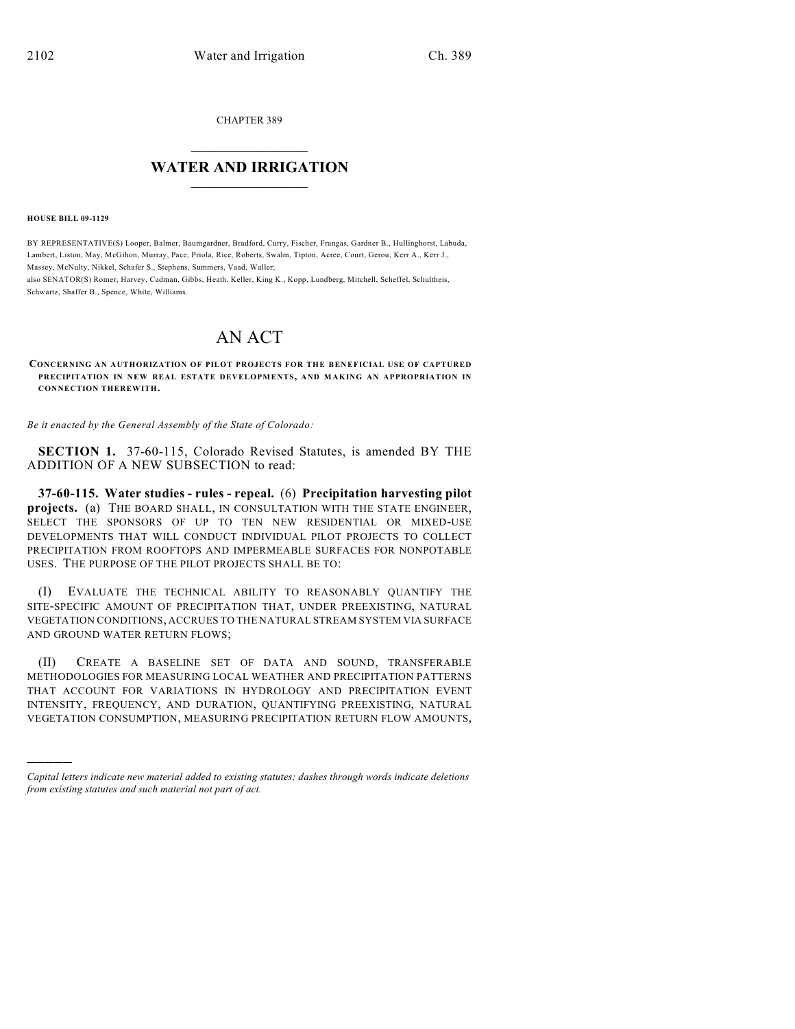CHAPTER 389

# WATER AND IRRIGATION

**HOUSE BILL 09-1129**

BY REPRESENTATIVE(S) Looper, Balmer, Baumgardner, Bradford, Curry, Fischer, Frangas, Gardner B., Hullinghorst, Labuda, Lambert, Liston, May, McGihon, Murray, Pace, Priola, Rice, Roberts, Swalm, Tipton, Acree, Court, Gerou, Kerr A., Kerr J., Massey, McNulty, Nikkel, Schafer S., Stephens, Summers, Vaad, Waller;
also SENATOR(S) Romer, Harvey, Cadman, Gibbs, Heath, Keller, King K., Kopp, Lundberg, Mitchell, Scheffel, Schultheis, Schwartz, Shaffer B., Spence, White, Williams.

# AN ACT

**CONCERNING AN AUTHORIZATION OF PILOT PROJECTS FOR THE BENEFICIAL USE OF CAPTURED PRECIPITATION IN NEW REAL ESTATE DEVELOPMENTS, AND MAKING AN APPROPRIATION IN CONNECTION THEREWITH.**

*Be it enacted by the General Assembly of the State of Colorado:*

**SECTION 1.** 37-60-115, Colorado Revised Statutes, is amended BY THE ADDITION OF A NEW SUBSECTION to read:

**37-60-115. Water studies - rules - repeal.** (6) **Precipitation harvesting pilot projects.** (a) THE BOARD SHALL, IN CONSULTATION WITH THE STATE ENGINEER, SELECT THE SPONSORS OF UP TO TEN NEW RESIDENTIAL OR MIXED-USE DEVELOPMENTS THAT WILL CONDUCT INDIVIDUAL PILOT PROJECTS TO COLLECT PRECIPITATION FROM ROOFTOPS AND IMPERMEABLE SURFACES FOR NONPOTABLE USES. THE PURPOSE OF THE PILOT PROJECTS SHALL BE TO:

(I) EVALUATE THE TECHNICAL ABILITY TO REASONABLY QUANTIFY THE SITE-SPECIFIC AMOUNT OF PRECIPITATION THAT, UNDER PREEXISTING, NATURAL VEGETATION CONDITIONS, ACCRUES TO THE NATURAL STREAM SYSTEM VIA SURFACE AND GROUND WATER RETURN FLOWS;

(II) CREATE A BASELINE SET OF DATA AND SOUND, TRANSFERABLE METHODOLOGIES FOR MEASURING LOCAL WEATHER AND PRECIPITATION PATTERNS THAT ACCOUNT FOR VARIATIONS IN HYDROLOGY AND PRECIPITATION EVENT INTENSITY, FREQUENCY, AND DURATION, QUANTIFYING PREEXISTING, NATURAL VEGETATION CONSUMPTION, MEASURING PRECIPITATION RETURN FLOW AMOUNTS,

---

*Capital letters indicate new material added to existing statutes; dashes through words indicate deletions from existing statutes and such material not part of act.*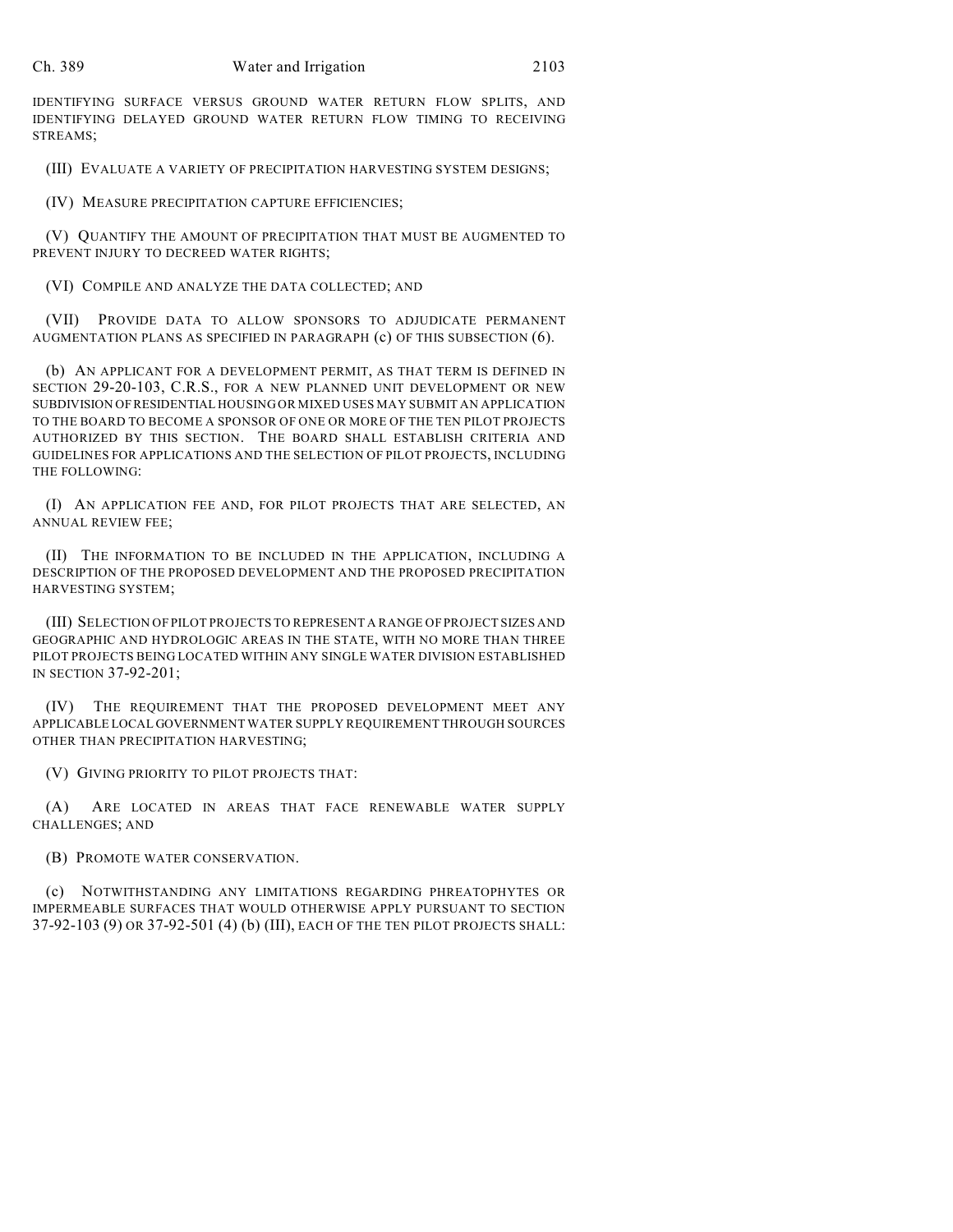IDENTIFYING SURFACE VERSUS GROUND WATER RETURN FLOW SPLITS, AND IDENTIFYING DELAYED GROUND WATER RETURN FLOW TIMING TO RECEIVING STREAMS;

(III) EVALUATE A VARIETY OF PRECIPITATION HARVESTING SYSTEM DESIGNS;

(IV) MEASURE PRECIPITATION CAPTURE EFFICIENCIES;

(V) QUANTIFY THE AMOUNT OF PRECIPITATION THAT MUST BE AUGMENTED TO PREVENT INJURY TO DECREED WATER RIGHTS;

(VI) COMPILE AND ANALYZE THE DATA COLLECTED; AND

(VII) PROVIDE DATA TO ALLOW SPONSORS TO ADJUDICATE PERMANENT AUGMENTATION PLANS AS SPECIFIED IN PARAGRAPH (c) OF THIS SUBSECTION (6).

(b) AN APPLICANT FOR A DEVELOPMENT PERMIT, AS THAT TERM IS DEFINED IN SECTION 29-20-103, C.R.S., FOR A NEW PLANNED UNIT DEVELOPMENT OR NEW SUBDIVISION OF RESIDENTIAL HOUSING OR MIXED USES MAY SUBMIT AN APPLICATION TO THE BOARD TO BECOME A SPONSOR OF ONE OR MORE OF THE TEN PILOT PROJECTS AUTHORIZED BY THIS SECTION. THE BOARD SHALL ESTABLISH CRITERIA AND GUIDELINES FOR APPLICATIONS AND THE SELECTION OF PILOT PROJECTS, INCLUDING THE FOLLOWING:

(I) AN APPLICATION FEE AND, FOR PILOT PROJECTS THAT ARE SELECTED, AN ANNUAL REVIEW FEE;

(II) THE INFORMATION TO BE INCLUDED IN THE APPLICATION, INCLUDING A DESCRIPTION OF THE PROPOSED DEVELOPMENT AND THE PROPOSED PRECIPITATION HARVESTING SYSTEM;

(III) SELECTION OF PILOT PROJECTS TO REPRESENT A RANGE OF PROJECT SIZES AND GEOGRAPHIC AND HYDROLOGIC AREAS IN THE STATE, WITH NO MORE THAN THREE PILOT PROJECTS BEING LOCATED WITHIN ANY SINGLE WATER DIVISION ESTABLISHED IN SECTION 37-92-201;

(IV) THE REQUIREMENT THAT THE PROPOSED DEVELOPMENT MEET ANY APPLICABLE LOCAL GOVERNMENT WATER SUPPLY REQUIREMENT THROUGH SOURCES OTHER THAN PRECIPITATION HARVESTING;

(V) GIVING PRIORITY TO PILOT PROJECTS THAT:

(A) ARE LOCATED IN AREAS THAT FACE RENEWABLE WATER SUPPLY CHALLENGES; AND

(B) PROMOTE WATER CONSERVATION.

(c) NOTWITHSTANDING ANY LIMITATIONS REGARDING PHREATOPHYTES OR IMPERMEABLE SURFACES THAT WOULD OTHERWISE APPLY PURSUANT TO SECTION 37-92-103 (9) OR 37-92-501 (4) (b) (III), EACH OF THE TEN PILOT PROJECTS SHALL: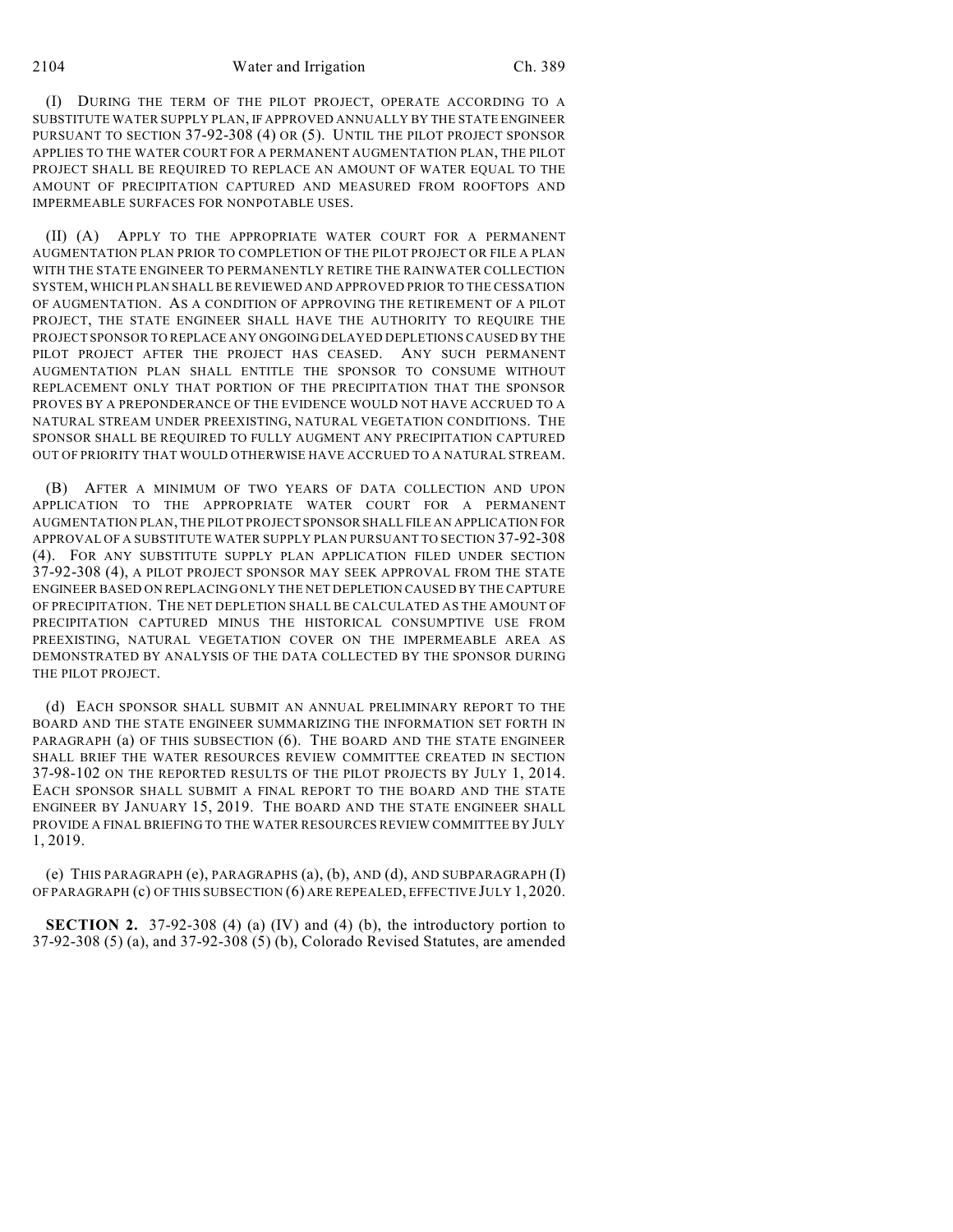(I) DURING THE TERM OF THE PILOT PROJECT, OPERATE ACCORDING TO A SUBSTITUTE WATER SUPPLY PLAN, IF APPROVED ANNUALLY BY THE STATE ENGINEER PURSUANT TO SECTION 37-92-308 (4) OR (5). UNTIL THE PILOT PROJECT SPONSOR APPLIES TO THE WATER COURT FOR A PERMANENT AUGMENTATION PLAN, THE PILOT PROJECT SHALL BE REQUIRED TO REPLACE AN AMOUNT OF WATER EQUAL TO THE AMOUNT OF PRECIPITATION CAPTURED AND MEASURED FROM ROOFTOPS AND IMPERMEABLE SURFACES FOR NONPOTABLE USES.

(II) (A) APPLY TO THE APPROPRIATE WATER COURT FOR A PERMANENT AUGMENTATION PLAN PRIOR TO COMPLETION OF THE PILOT PROJECT OR FILE A PLAN WITH THE STATE ENGINEER TO PERMANENTLY RETIRE THE RAINWATER COLLECTION SYSTEM, WHICH PLAN SHALL BE REVIEWED AND APPROVED PRIOR TO THE CESSATION OF AUGMENTATION. AS A CONDITION OF APPROVING THE RETIREMENT OF A PILOT PROJECT, THE STATE ENGINEER SHALL HAVE THE AUTHORITY TO REQUIRE THE PROJECT SPONSOR TO REPLACE ANY ONGOING DELAYED DEPLETIONS CAUSED BY THE PILOT PROJECT AFTER THE PROJECT HAS CEASED. ANY SUCH PERMANENT AUGMENTATION PLAN SHALL ENTITLE THE SPONSOR TO CONSUME WITHOUT REPLACEMENT ONLY THAT PORTION OF THE PRECIPITATION THAT THE SPONSOR PROVES BY A PREPONDERANCE OF THE EVIDENCE WOULD NOT HAVE ACCRUED TO A NATURAL STREAM UNDER PREEXISTING, NATURAL VEGETATION CONDITIONS. THE SPONSOR SHALL BE REQUIRED TO FULLY AUGMENT ANY PRECIPITATION CAPTURED OUT OF PRIORITY THAT WOULD OTHERWISE HAVE ACCRUED TO A NATURAL STREAM.

(B) AFTER A MINIMUM OF TWO YEARS OF DATA COLLECTION AND UPON APPLICATION TO THE APPROPRIATE WATER COURT FOR A PERMANENT AUGMENTATION PLAN, THE PILOT PROJECT SPONSOR SHALL FILE AN APPLICATION FOR APPROVAL OF A SUBSTITUTE WATER SUPPLY PLAN PURSUANT TO SECTION 37-92-308 (4). FOR ANY SUBSTITUTE SUPPLY PLAN APPLICATION FILED UNDER SECTION 37-92-308 (4), A PILOT PROJECT SPONSOR MAY SEEK APPROVAL FROM THE STATE ENGINEER BASED ON REPLACING ONLY THE NET DEPLETION CAUSED BY THE CAPTURE OF PRECIPITATION. THE NET DEPLETION SHALL BE CALCULATED AS THE AMOUNT OF PRECIPITATION CAPTURED MINUS THE HISTORICAL CONSUMPTIVE USE FROM PREEXISTING, NATURAL VEGETATION COVER ON THE IMPERMEABLE AREA AS DEMONSTRATED BY ANALYSIS OF THE DATA COLLECTED BY THE SPONSOR DURING THE PILOT PROJECT.

(d) EACH SPONSOR SHALL SUBMIT AN ANNUAL PRELIMINARY REPORT TO THE BOARD AND THE STATE ENGINEER SUMMARIZING THE INFORMATION SET FORTH IN PARAGRAPH (a) OF THIS SUBSECTION (6). THE BOARD AND THE STATE ENGINEER SHALL BRIEF THE WATER RESOURCES REVIEW COMMITTEE CREATED IN SECTION 37-98-102 ON THE REPORTED RESULTS OF THE PILOT PROJECTS BY JULY 1, 2014. EACH SPONSOR SHALL SUBMIT A FINAL REPORT TO THE BOARD AND THE STATE ENGINEER BY JANUARY 15, 2019. THE BOARD AND THE STATE ENGINEER SHALL PROVIDE A FINAL BRIEFING TO THE WATER RESOURCES REVIEW COMMITTEE BY JULY 1, 2019.

(e) THIS PARAGRAPH (e), PARAGRAPHS (a), (b), AND (d), AND SUBPARAGRAPH (I) OF PARAGRAPH (c) OF THIS SUBSECTION (6) ARE REPEALED, EFFECTIVE JULY 1, 2020.

**SECTION 2.** 37-92-308 (4) (a) (IV) and (4) (b), the introductory portion to 37-92-308 (5) (a), and 37-92-308 (5) (b), Colorado Revised Statutes, are amended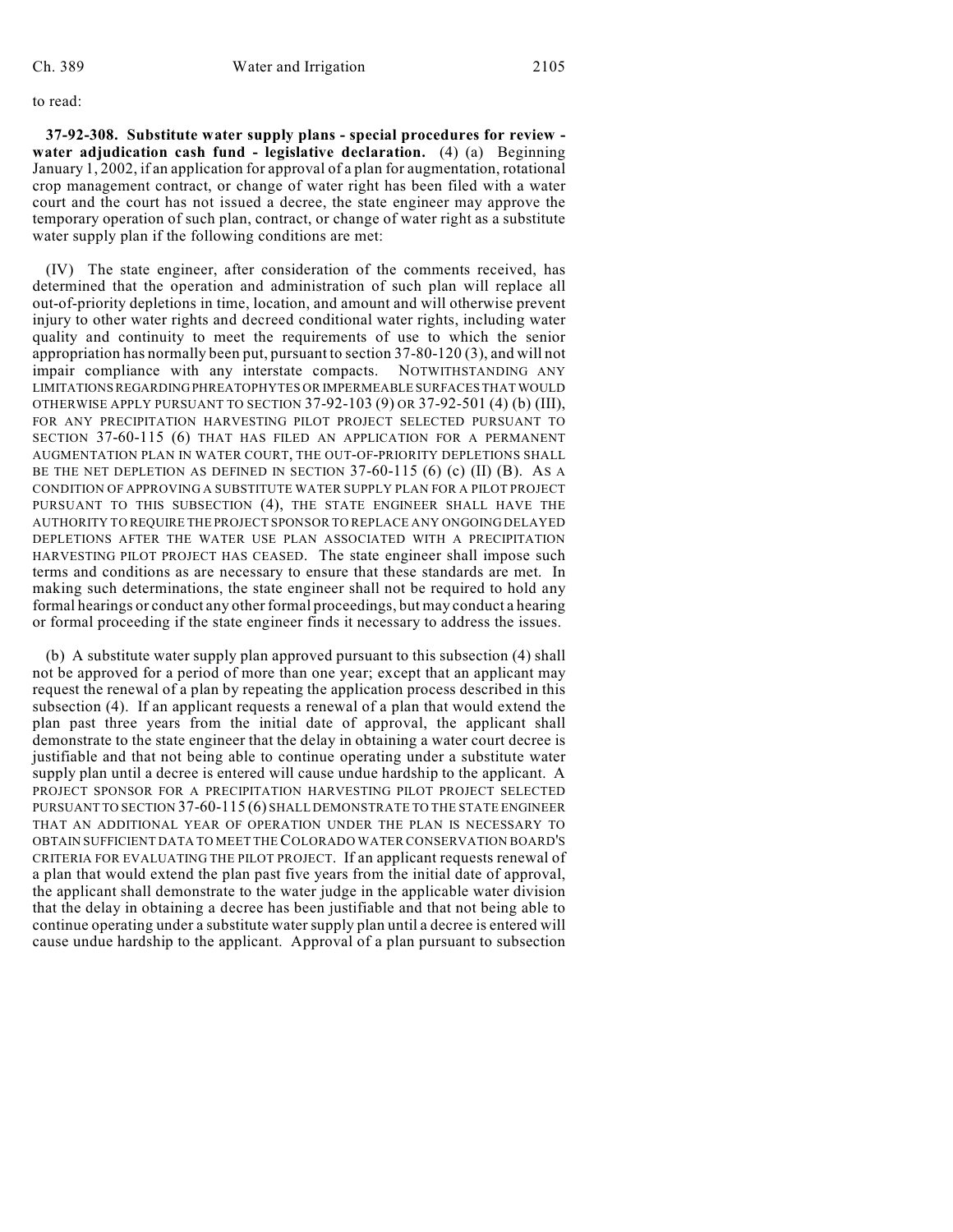to read:

**37-92-308. Substitute water supply plans - special procedures for review - water adjudication cash fund - legislative declaration.** (4) (a) Beginning January 1, 2002, if an application for approval of a plan for augmentation, rotational crop management contract, or change of water right has been filed with a water court and the court has not issued a decree, the state engineer may approve the temporary operation of such plan, contract, or change of water right as a substitute water supply plan if the following conditions are met:

(IV) The state engineer, after consideration of the comments received, has determined that the operation and administration of such plan will replace all out-of-priority depletions in time, location, and amount and will otherwise prevent injury to other water rights and decreed conditional water rights, including water quality and continuity to meet the requirements of use to which the senior appropriation has normally been put, pursuant to section 37-80-120 (3), and will not impair compliance with any interstate compacts. NOTWITHSTANDING ANY LIMITATIONS REGARDING PHREATOPHYTES OR IMPERMEABLE SURFACES THAT WOULD OTHERWISE APPLY PURSUANT TO SECTION 37-92-103 (9) OR 37-92-501 (4) (b) (III), FOR ANY PRECIPITATION HARVESTING PILOT PROJECT SELECTED PURSUANT TO SECTION 37-60-115 (6) THAT HAS FILED AN APPLICATION FOR A PERMANENT AUGMENTATION PLAN IN WATER COURT, THE OUT-OF-PRIORITY DEPLETIONS SHALL BE THE NET DEPLETION AS DEFINED IN SECTION 37-60-115 (6) (c) (II) (B). AS A CONDITION OF APPROVING A SUBSTITUTE WATER SUPPLY PLAN FOR A PILOT PROJECT PURSUANT TO THIS SUBSECTION (4), THE STATE ENGINEER SHALL HAVE THE AUTHORITY TO REQUIRE THE PROJECT SPONSOR TO REPLACE ANY ONGOING DELAYED DEPLETIONS AFTER THE WATER USE PLAN ASSOCIATED WITH A PRECIPITATION HARVESTING PILOT PROJECT HAS CEASED. The state engineer shall impose such terms and conditions as are necessary to ensure that these standards are met. In making such determinations, the state engineer shall not be required to hold any formal hearings or conduct any other formal proceedings, but may conduct a hearing or formal proceeding if the state engineer finds it necessary to address the issues.

(b) A substitute water supply plan approved pursuant to this subsection (4) shall not be approved for a period of more than one year; except that an applicant may request the renewal of a plan by repeating the application process described in this subsection (4). If an applicant requests a renewal of a plan that would extend the plan past three years from the initial date of approval, the applicant shall demonstrate to the state engineer that the delay in obtaining a water court decree is justifiable and that not being able to continue operating under a substitute water supply plan until a decree is entered will cause undue hardship to the applicant. A PROJECT SPONSOR FOR A PRECIPITATION HARVESTING PILOT PROJECT SELECTED PURSUANT TO SECTION 37-60-115 (6) SHALL DEMONSTRATE TO THE STATE ENGINEER THAT AN ADDITIONAL YEAR OF OPERATION UNDER THE PLAN IS NECESSARY TO OBTAIN SUFFICIENT DATA TO MEET THE COLORADO WATER CONSERVATION BOARD'S CRITERIA FOR EVALUATING THE PILOT PROJECT. If an applicant requests renewal of a plan that would extend the plan past five years from the initial date of approval, the applicant shall demonstrate to the water judge in the applicable water division that the delay in obtaining a decree has been justifiable and that not being able to continue operating under a substitute water supply plan until a decree is entered will cause undue hardship to the applicant. Approval of a plan pursuant to subsection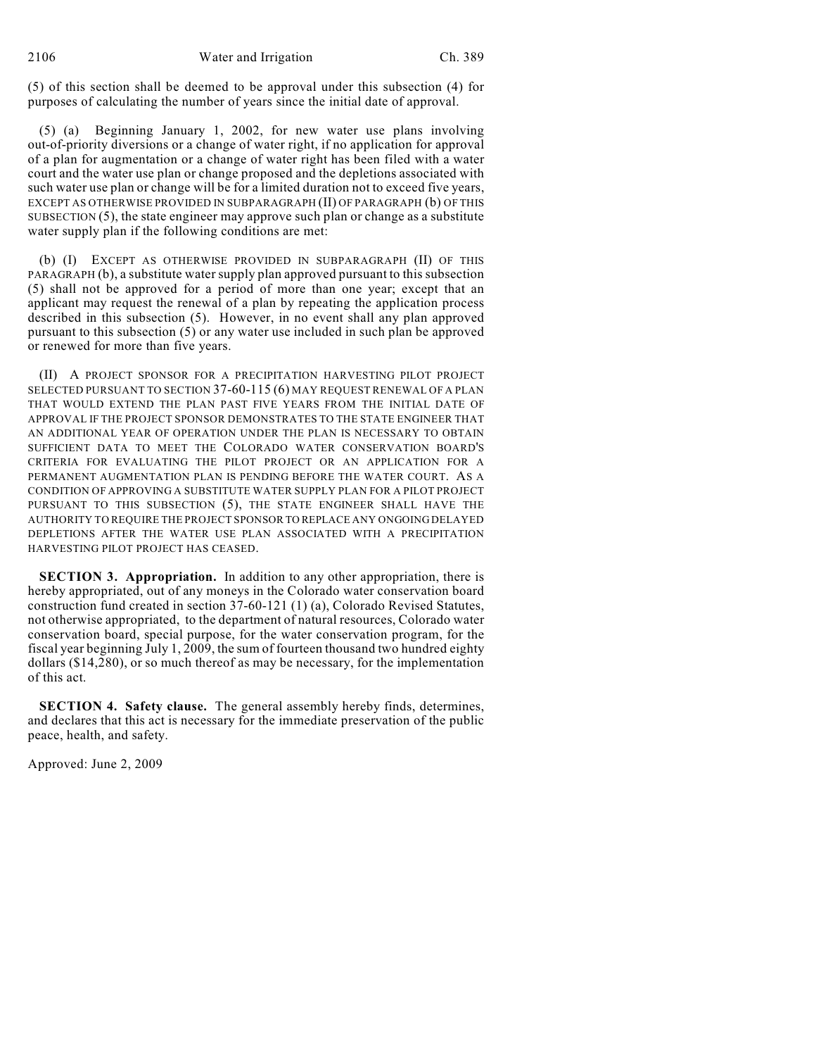(5) of this section shall be deemed to be approval under this subsection (4) for purposes of calculating the number of years since the initial date of approval.

(5) (a) Beginning January 1, 2002, for new water use plans involving out-of-priority diversions or a change of water right, if no application for approval of a plan for augmentation or a change of water right has been filed with a water court and the water use plan or change proposed and the depletions associated with such water use plan or change will be for a limited duration not to exceed five years, EXCEPT AS OTHERWISE PROVIDED IN SUBPARAGRAPH (II) OF PARAGRAPH (b) OF THIS SUBSECTION (5), the state engineer may approve such plan or change as a substitute water supply plan if the following conditions are met:

(b) (I) EXCEPT AS OTHERWISE PROVIDED IN SUBPARAGRAPH (II) OF THIS PARAGRAPH (b), a substitute water supply plan approved pursuant to this subsection (5) shall not be approved for a period of more than one year; except that an applicant may request the renewal of a plan by repeating the application process described in this subsection (5). However, in no event shall any plan approved pursuant to this subsection (5) or any water use included in such plan be approved or renewed for more than five years.

(II) A PROJECT SPONSOR FOR A PRECIPITATION HARVESTING PILOT PROJECT SELECTED PURSUANT TO SECTION 37-60-115 (6) MAY REQUEST RENEWAL OF A PLAN THAT WOULD EXTEND THE PLAN PAST FIVE YEARS FROM THE INITIAL DATE OF APPROVAL IF THE PROJECT SPONSOR DEMONSTRATES TO THE STATE ENGINEER THAT AN ADDITIONAL YEAR OF OPERATION UNDER THE PLAN IS NECESSARY TO OBTAIN SUFFICIENT DATA TO MEET THE COLORADO WATER CONSERVATION BOARD'S CRITERIA FOR EVALUATING THE PILOT PROJECT OR AN APPLICATION FOR A PERMANENT AUGMENTATION PLAN IS PENDING BEFORE THE WATER COURT. AS A CONDITION OF APPROVING A SUBSTITUTE WATER SUPPLY PLAN FOR A PILOT PROJECT PURSUANT TO THIS SUBSECTION (5), THE STATE ENGINEER SHALL HAVE THE AUTHORITY TO REQUIRE THE PROJECT SPONSOR TO REPLACE ANY ONGOING DELAYED DEPLETIONS AFTER THE WATER USE PLAN ASSOCIATED WITH A PRECIPITATION HARVESTING PILOT PROJECT HAS CEASED.

**SECTION 3. Appropriation.** In addition to any other appropriation, there is hereby appropriated, out of any moneys in the Colorado water conservation board construction fund created in section 37-60-121 (1) (a), Colorado Revised Statutes, not otherwise appropriated, to the department of natural resources, Colorado water conservation board, special purpose, for the water conservation program, for the fiscal year beginning July 1, 2009, the sum of fourteen thousand two hundred eighty dollars ($14,280), or so much thereof as may be necessary, for the implementation of this act.

**SECTION 4. Safety clause.** The general assembly hereby finds, determines, and declares that this act is necessary for the immediate preservation of the public peace, health, and safety.

Approved: June 2, 2009